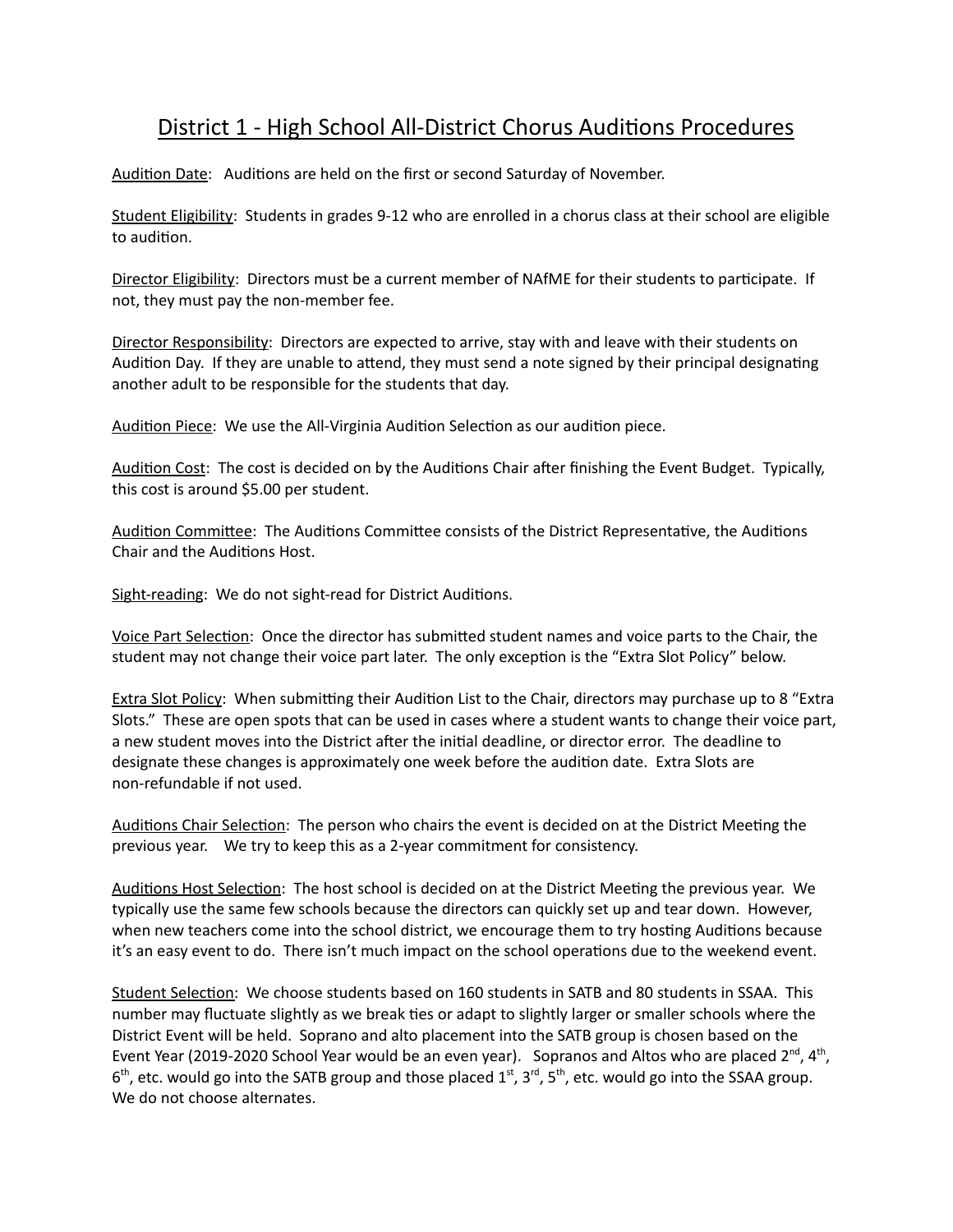# District 1 - High School All-District Chorus Auditions Procedures

Audition Date: Auditions are held on the first or second Saturday of November.

Student Eligibility: Students in grades 9-12 who are enrolled in a chorus class at their school are eligible to audition.

Director Eligibility: Directors must be a current member of NAfME for their students to participate. If not, they must pay the non-member fee.

Director Responsibility: Directors are expected to arrive, stay with and leave with their students on Audition Day. If they are unable to attend, they must send a note signed by their principal designating another adult to be responsible for the students that day.

Audition Piece: We use the All-Virginia Audition Selection as our audition piece.

Audition Cost: The cost is decided on by the Auditions Chair after finishing the Event Budget. Typically, this cost is around $5.00 per student.

Audition Committee: The Auditions Committee consists of the District Representative, the Auditions Chair and the Auditions Host.

Sight-reading: We do not sight-read for District Auditions.

Voice Part Selection: Once the director has submitted student names and voice parts to the Chair, the student may not change their voice part later. The only exception is the "Extra Slot Policy" below.

Extra Slot Policy: When submitting their Audition List to the Chair, directors may purchase up to 8 "Extra Slots." These are open spots that can be used in cases where a student wants to change their voice part, a new student moves into the District after the initial deadline, or director error. The deadline to designate these changes is approximately one week before the audition date. Extra Slots are non-refundable if not used.

Auditions Chair Selection: The person who chairs the event is decided on at the District Meeting the previous year. We try to keep this as a 2-year commitment for consistency.

Auditions Host Selection: The host school is decided on at the District Meeting the previous year. We typically use the same few schools because the directors can quickly set up and tear down. However, when new teachers come into the school district, we encourage them to try hosting Auditions because it's an easy event to do. There isn't much impact on the school operations due to the weekend event.

Student Selection: We choose students based on 160 students in SATB and 80 students in SSAA. This number may fluctuate slightly as we break ties or adapt to slightly larger or smaller schools where the District Event will be held. Soprano and alto placement into the SATB group is chosen based on the Event Year (2019-2020 School Year would be an even year). Sopranos and Altos who are placed 2nd, 4th, 6th, etc. would go into the SATB group and those placed 1st, 3rd, 5th, etc. would go into the SSAA group. We do not choose alternates.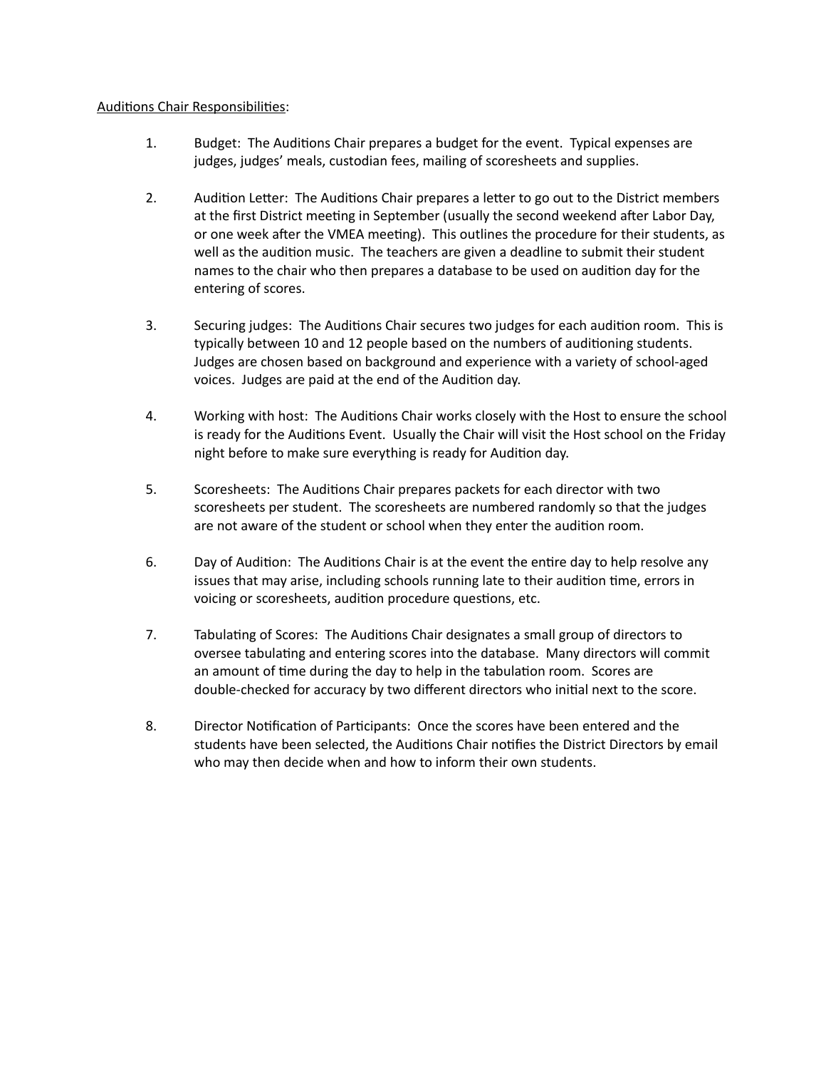<u>Auditions Chair Responsibilities</u>:

1. Budget: The Auditions Chair prepares a budget for the event. Typical expenses are judges, judges' meals, custodian fees, mailing of scoresheets and supplies.

2. Audition Letter: The Auditions Chair prepares a letter to go out to the District members at the first District meeting in September (usually the second weekend after Labor Day, or one week after the VMEA meeting). This outlines the procedure for their students, as well as the audition music. The teachers are given a deadline to submit their student names to the chair who then prepares a database to be used on audition day for the entering of scores.

3. Securing judges: The Auditions Chair secures two judges for each audition room. This is typically between 10 and 12 people based on the numbers of auditioning students. Judges are chosen based on background and experience with a variety of school-aged voices. Judges are paid at the end of the Audition day.

4. Working with host: The Auditions Chair works closely with the Host to ensure the school is ready for the Auditions Event. Usually the Chair will visit the Host school on the Friday night before to make sure everything is ready for Audition day.

5. Scoresheets: The Auditions Chair prepares packets for each director with two scoresheets per student. The scoresheets are numbered randomly so that the judges are not aware of the student or school when they enter the audition room.

6. Day of Audition: The Auditions Chair is at the event the entire day to help resolve any issues that may arise, including schools running late to their audition time, errors in voicing or scoresheets, audition procedure questions, etc.

7. Tabulating of Scores: The Auditions Chair designates a small group of directors to oversee tabulating and entering scores into the database. Many directors will commit an amount of time during the day to help in the tabulation room. Scores are double-checked for accuracy by two different directors who initial next to the score.

8. Director Notification of Participants: Once the scores have been entered and the students have been selected, the Auditions Chair notifies the District Directors by email who may then decide when and how to inform their own students.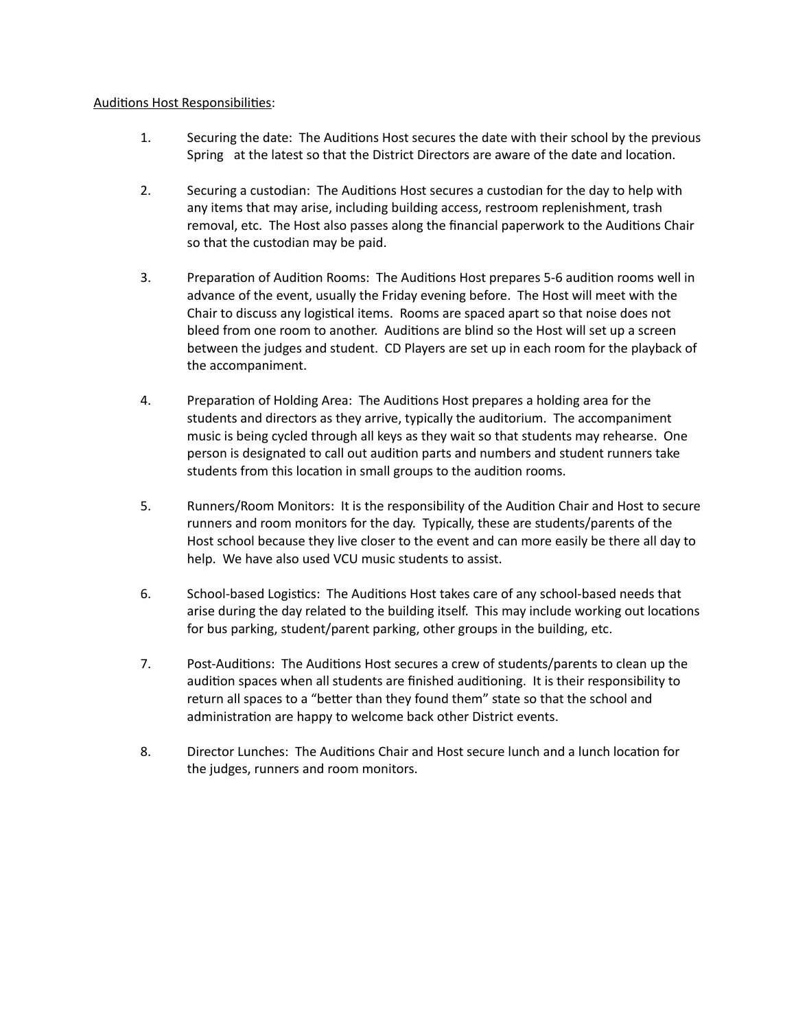Auditions Host Responsibilities:

1. Securing the date: The Auditions Host secures the date with their school by the previous Spring at the latest so that the District Directors are aware of the date and location.

2. Securing a custodian: The Auditions Host secures a custodian for the day to help with any items that may arise, including building access, restroom replenishment, trash removal, etc. The Host also passes along the financial paperwork to the Auditions Chair so that the custodian may be paid.

3. Preparation of Audition Rooms: The Auditions Host prepares 5-6 audition rooms well in advance of the event, usually the Friday evening before. The Host will meet with the Chair to discuss any logistical items. Rooms are spaced apart so that noise does not bleed from one room to another. Auditions are blind so the Host will set up a screen between the judges and student. CD Players are set up in each room for the playback of the accompaniment.

4. Preparation of Holding Area: The Auditions Host prepares a holding area for the students and directors as they arrive, typically the auditorium. The accompaniment music is being cycled through all keys as they wait so that students may rehearse. One person is designated to call out audition parts and numbers and student runners take students from this location in small groups to the audition rooms.

5. Runners/Room Monitors: It is the responsibility of the Audition Chair and Host to secure runners and room monitors for the day. Typically, these are students/parents of the Host school because they live closer to the event and can more easily be there all day to help. We have also used VCU music students to assist.

6. School-based Logistics: The Auditions Host takes care of any school-based needs that arise during the day related to the building itself. This may include working out locations for bus parking, student/parent parking, other groups in the building, etc.

7. Post-Auditions: The Auditions Host secures a crew of students/parents to clean up the audition spaces when all students are finished auditioning. It is their responsibility to return all spaces to a "better than they found them" state so that the school and administration are happy to welcome back other District events.

8. Director Lunches: The Auditions Chair and Host secure lunch and a lunch location for the judges, runners and room monitors.